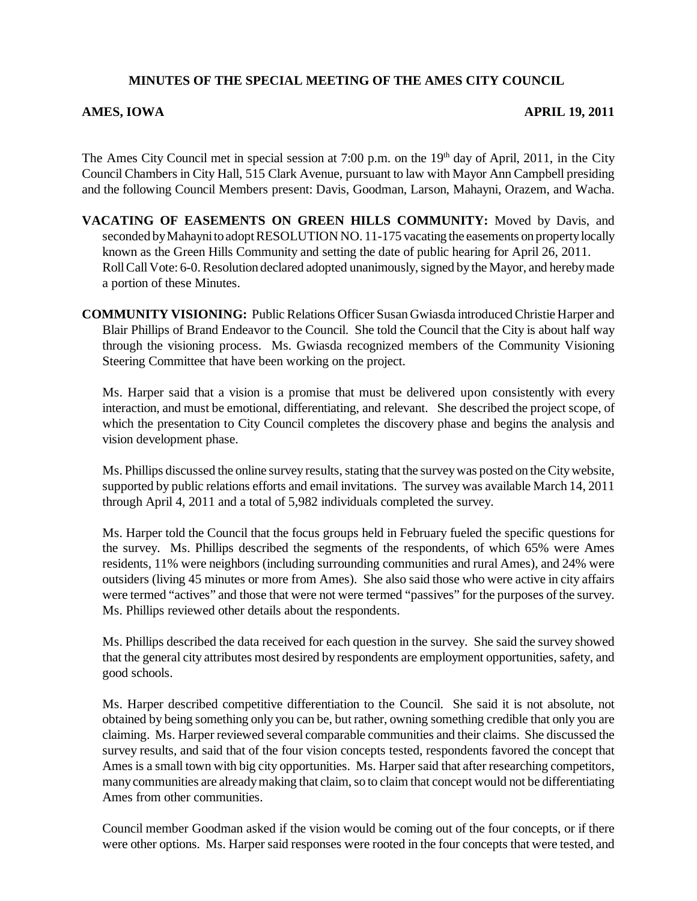# MINUTES OF THE SPECIAL MEETING OF THE AMES CITY COUNCIL

**AMES, IOWA** **APRIL 19, 2011**

The Ames City Council met in special session at 7:00 p.m. on the 19th day of April, 2011, in the City Council Chambers in City Hall, 515 Clark Avenue, pursuant to law with Mayor Ann Campbell presiding and the following Council Members present: Davis, Goodman, Larson, Mahayni, Orazem, and Wacha.

**VACATING OF EASEMENTS ON GREEN HILLS COMMUNITY:** Moved by Davis, and seconded by Mahayni to adopt RESOLUTION NO. 11-175 vacating the easements on property locally known as the Green Hills Community and setting the date of public hearing for April 26, 2011. Roll Call Vote: 6-0. Resolution declared adopted unanimously, signed by the Mayor, and hereby made a portion of these Minutes.

**COMMUNITY VISIONING:** Public Relations Officer Susan Gwiasda introduced Christie Harper and Blair Phillips of Brand Endeavor to the Council. She told the Council that the City is about half way through the visioning process. Ms. Gwiasda recognized members of the Community Visioning Steering Committee that have been working on the project.

Ms. Harper said that a vision is a promise that must be delivered upon consistently with every interaction, and must be emotional, differentiating, and relevant. She described the project scope, of which the presentation to City Council completes the discovery phase and begins the analysis and vision development phase.

Ms. Phillips discussed the online survey results, stating that the survey was posted on the City website, supported by public relations efforts and email invitations. The survey was available March 14, 2011 through April 4, 2011 and a total of 5,982 individuals completed the survey.

Ms. Harper told the Council that the focus groups held in February fueled the specific questions for the survey. Ms. Phillips described the segments of the respondents, of which 65% were Ames residents, 11% were neighbors (including surrounding communities and rural Ames), and 24% were outsiders (living 45 minutes or more from Ames). She also said those who were active in city affairs were termed "actives" and those that were not were termed "passives" for the purposes of the survey. Ms. Phillips reviewed other details about the respondents.

Ms. Phillips described the data received for each question in the survey. She said the survey showed that the general city attributes most desired by respondents are employment opportunities, safety, and good schools.

Ms. Harper described competitive differentiation to the Council. She said it is not absolute, not obtained by being something only you can be, but rather, owning something credible that only you are claiming. Ms. Harper reviewed several comparable communities and their claims. She discussed the survey results, and said that of the four vision concepts tested, respondents favored the concept that Ames is a small town with big city opportunities. Ms. Harper said that after researching competitors, many communities are already making that claim, so to claim that concept would not be differentiating Ames from other communities.

Council member Goodman asked if the vision would be coming out of the four concepts, or if there were other options. Ms. Harper said responses were rooted in the four concepts that were tested, and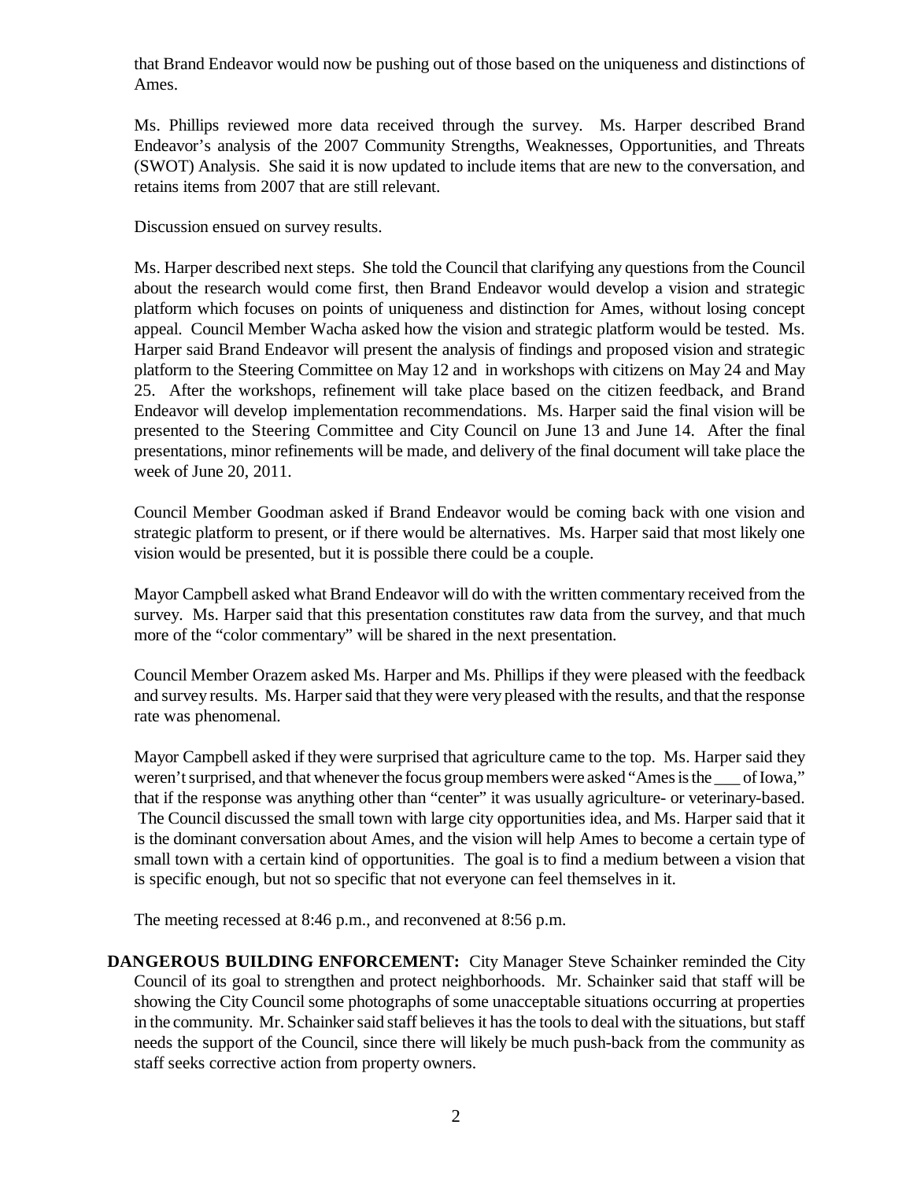that Brand Endeavor would now be pushing out of those based on the uniqueness and distinctions of Ames.

Ms. Phillips reviewed more data received through the survey. Ms. Harper described Brand Endeavor's analysis of the 2007 Community Strengths, Weaknesses, Opportunities, and Threats (SWOT) Analysis. She said it is now updated to include items that are new to the conversation, and retains items from 2007 that are still relevant.

Discussion ensued on survey results.

Ms. Harper described next steps. She told the Council that clarifying any questions from the Council about the research would come first, then Brand Endeavor would develop a vision and strategic platform which focuses on points of uniqueness and distinction for Ames, without losing concept appeal. Council Member Wacha asked how the vision and strategic platform would be tested. Ms. Harper said Brand Endeavor will present the analysis of findings and proposed vision and strategic platform to the Steering Committee on May 12 and in workshops with citizens on May 24 and May 25. After the workshops, refinement will take place based on the citizen feedback, and Brand Endeavor will develop implementation recommendations. Ms. Harper said the final vision will be presented to the Steering Committee and City Council on June 13 and June 14. After the final presentations, minor refinements will be made, and delivery of the final document will take place the week of June 20, 2011.

Council Member Goodman asked if Brand Endeavor would be coming back with one vision and strategic platform to present, or if there would be alternatives. Ms. Harper said that most likely one vision would be presented, but it is possible there could be a couple.

Mayor Campbell asked what Brand Endeavor will do with the written commentary received from the survey. Ms. Harper said that this presentation constitutes raw data from the survey, and that much more of the "color commentary" will be shared in the next presentation.

Council Member Orazem asked Ms. Harper and Ms. Phillips if they were pleased with the feedback and survey results. Ms. Harper said that they were very pleased with the results, and that the response rate was phenomenal.

Mayor Campbell asked if they were surprised that agriculture came to the top. Ms. Harper said they weren't surprised, and that whenever the focus group members were asked "Ames is the ___ of Iowa," that if the response was anything other than "center" it was usually agriculture- or veterinary-based. The Council discussed the small town with large city opportunities idea, and Ms. Harper said that it is the dominant conversation about Ames, and the vision will help Ames to become a certain type of small town with a certain kind of opportunities. The goal is to find a medium between a vision that is specific enough, but not so specific that not everyone can feel themselves in it.

The meeting recessed at 8:46 p.m., and reconvened at 8:56 p.m.

**DANGEROUS BUILDING ENFORCEMENT:** City Manager Steve Schainker reminded the City Council of its goal to strengthen and protect neighborhoods. Mr. Schainker said that staff will be showing the City Council some photographs of some unacceptable situations occurring at properties in the community. Mr. Schainker said staff believes it has the tools to deal with the situations, but staff needs the support of the Council, since there will likely be much push-back from the community as staff seeks corrective action from property owners.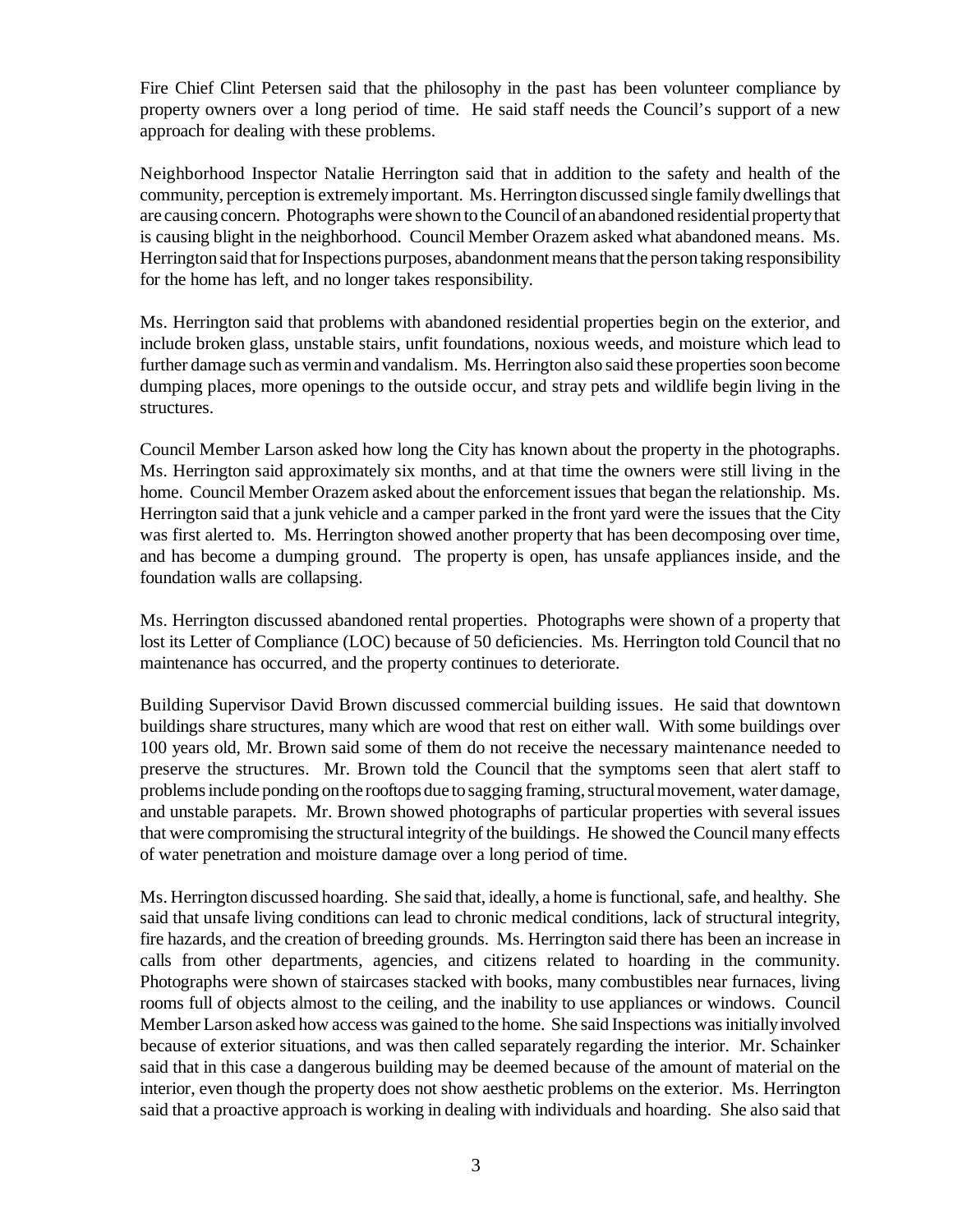Fire Chief Clint Petersen said that the philosophy in the past has been volunteer compliance by property owners over a long period of time. He said staff needs the Council's support of a new approach for dealing with these problems.

Neighborhood Inspector Natalie Herrington said that in addition to the safety and health of the community, perception is extremely important. Ms. Herrington discussed single family dwellings that are causing concern. Photographs were shown to the Council of an abandoned residential property that is causing blight in the neighborhood. Council Member Orazem asked what abandoned means. Ms. Herrington said that for Inspections purposes, abandonment means that the person taking responsibility for the home has left, and no longer takes responsibility.

Ms. Herrington said that problems with abandoned residential properties begin on the exterior, and include broken glass, unstable stairs, unfit foundations, noxious weeds, and moisture which lead to further damage such as vermin and vandalism. Ms. Herrington also said these properties soon become dumping places, more openings to the outside occur, and stray pets and wildlife begin living in the structures.

Council Member Larson asked how long the City has known about the property in the photographs. Ms. Herrington said approximately six months, and at that time the owners were still living in the home. Council Member Orazem asked about the enforcement issues that began the relationship. Ms. Herrington said that a junk vehicle and a camper parked in the front yard were the issues that the City was first alerted to. Ms. Herrington showed another property that has been decomposing over time, and has become a dumping ground. The property is open, has unsafe appliances inside, and the foundation walls are collapsing.

Ms. Herrington discussed abandoned rental properties. Photographs were shown of a property that lost its Letter of Compliance (LOC) because of 50 deficiencies. Ms. Herrington told Council that no maintenance has occurred, and the property continues to deteriorate.

Building Supervisor David Brown discussed commercial building issues. He said that downtown buildings share structures, many which are wood that rest on either wall. With some buildings over 100 years old, Mr. Brown said some of them do not receive the necessary maintenance needed to preserve the structures. Mr. Brown told the Council that the symptoms seen that alert staff to problems include ponding on the rooftops due to sagging framing, structural movement, water damage, and unstable parapets. Mr. Brown showed photographs of particular properties with several issues that were compromising the structural integrity of the buildings. He showed the Council many effects of water penetration and moisture damage over a long period of time.

Ms. Herrington discussed hoarding. She said that, ideally, a home is functional, safe, and healthy. She said that unsafe living conditions can lead to chronic medical conditions, lack of structural integrity, fire hazards, and the creation of breeding grounds. Ms. Herrington said there has been an increase in calls from other departments, agencies, and citizens related to hoarding in the community. Photographs were shown of staircases stacked with books, many combustibles near furnaces, living rooms full of objects almost to the ceiling, and the inability to use appliances or windows. Council Member Larson asked how access was gained to the home. She said Inspections was initially involved because of exterior situations, and was then called separately regarding the interior. Mr. Schainker said that in this case a dangerous building may be deemed because of the amount of material on the interior, even though the property does not show aesthetic problems on the exterior. Ms. Herrington said that a proactive approach is working in dealing with individuals and hoarding. She also said that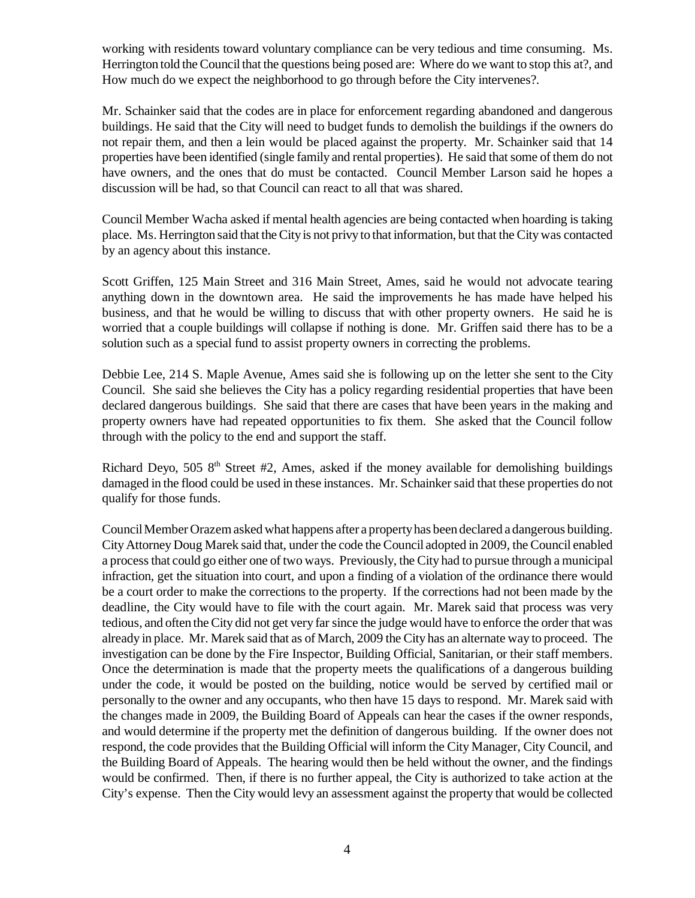working with residents toward voluntary compliance can be very tedious and time consuming. Ms. Herrington told the Council that the questions being posed are: Where do we want to stop this at?, and How much do we expect the neighborhood to go through before the City intervenes?.

Mr. Schainker said that the codes are in place for enforcement regarding abandoned and dangerous buildings. He said that the City will need to budget funds to demolish the buildings if the owners do not repair them, and then a lein would be placed against the property. Mr. Schainker said that 14 properties have been identified (single family and rental properties). He said that some of them do not have owners, and the ones that do must be contacted. Council Member Larson said he hopes a discussion will be had, so that Council can react to all that was shared.

Council Member Wacha asked if mental health agencies are being contacted when hoarding is taking place. Ms. Herrington said that the City is not privy to that information, but that the City was contacted by an agency about this instance.

Scott Griffen, 125 Main Street and 316 Main Street, Ames, said he would not advocate tearing anything down in the downtown area. He said the improvements he has made have helped his business, and that he would be willing to discuss that with other property owners. He said he is worried that a couple buildings will collapse if nothing is done. Mr. Griffen said there has to be a solution such as a special fund to assist property owners in correcting the problems.

Debbie Lee, 214 S. Maple Avenue, Ames said she is following up on the letter she sent to the City Council. She said she believes the City has a policy regarding residential properties that have been declared dangerous buildings. She said that there are cases that have been years in the making and property owners have had repeated opportunities to fix them. She asked that the Council follow through with the policy to the end and support the staff.

Richard Deyo, 505 8th Street #2, Ames, asked if the money available for demolishing buildings damaged in the flood could be used in these instances. Mr. Schainker said that these properties do not qualify for those funds.

Council Member Orazem asked what happens after a property has been declared a dangerous building. City Attorney Doug Marek said that, under the code the Council adopted in 2009, the Council enabled a process that could go either one of two ways. Previously, the City had to pursue through a municipal infraction, get the situation into court, and upon a finding of a violation of the ordinance there would be a court order to make the corrections to the property. If the corrections had not been made by the deadline, the City would have to file with the court again. Mr. Marek said that process was very tedious, and often the City did not get very far since the judge would have to enforce the order that was already in place. Mr. Marek said that as of March, 2009 the City has an alternate way to proceed. The investigation can be done by the Fire Inspector, Building Official, Sanitarian, or their staff members. Once the determination is made that the property meets the qualifications of a dangerous building under the code, it would be posted on the building, notice would be served by certified mail or personally to the owner and any occupants, who then have 15 days to respond. Mr. Marek said with the changes made in 2009, the Building Board of Appeals can hear the cases if the owner responds, and would determine if the property met the definition of dangerous building. If the owner does not respond, the code provides that the Building Official will inform the City Manager, City Council, and the Building Board of Appeals. The hearing would then be held without the owner, and the findings would be confirmed. Then, if there is no further appeal, the City is authorized to take action at the City's expense. Then the City would levy an assessment against the property that would be collected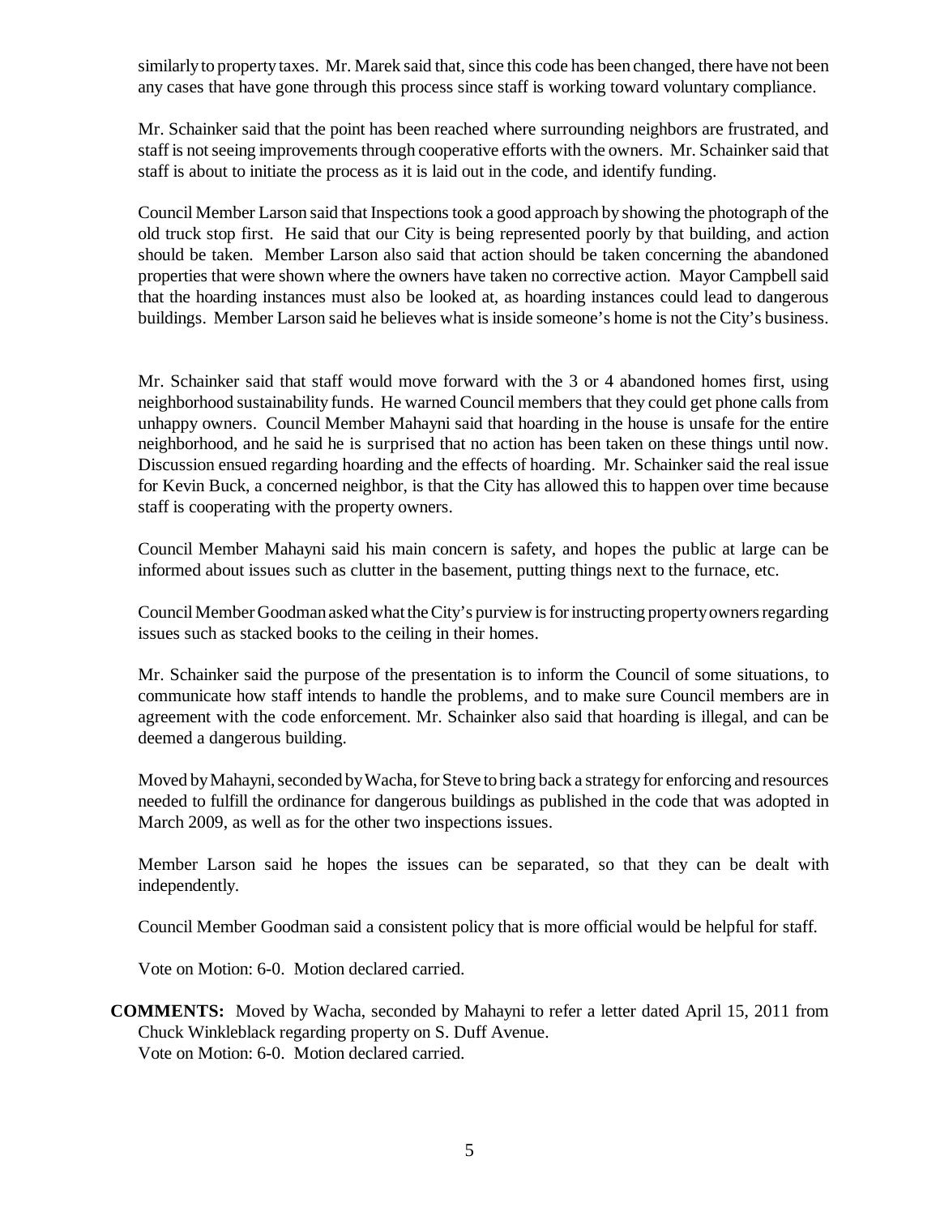similarly to property taxes. Mr. Marek said that, since this code has been changed, there have not been any cases that have gone through this process since staff is working toward voluntary compliance.

Mr. Schainker said that the point has been reached where surrounding neighbors are frustrated, and staff is not seeing improvements through cooperative efforts with the owners. Mr. Schainker said that staff is about to initiate the process as it is laid out in the code, and identify funding.

Council Member Larson said that Inspections took a good approach by showing the photograph of the old truck stop first. He said that our City is being represented poorly by that building, and action should be taken. Member Larson also said that action should be taken concerning the abandoned properties that were shown where the owners have taken no corrective action. Mayor Campbell said that the hoarding instances must also be looked at, as hoarding instances could lead to dangerous buildings. Member Larson said he believes what is inside someone's home is not the City's business.

Mr. Schainker said that staff would move forward with the 3 or 4 abandoned homes first, using neighborhood sustainability funds. He warned Council members that they could get phone calls from unhappy owners. Council Member Mahayni said that hoarding in the house is unsafe for the entire neighborhood, and he said he is surprised that no action has been taken on these things until now. Discussion ensued regarding hoarding and the effects of hoarding. Mr. Schainker said the real issue for Kevin Buck, a concerned neighbor, is that the City has allowed this to happen over time because staff is cooperating with the property owners.

Council Member Mahayni said his main concern is safety, and hopes the public at large can be informed about issues such as clutter in the basement, putting things next to the furnace, etc.

Council Member Goodman asked what the City's purview is for instructing property owners regarding issues such as stacked books to the ceiling in their homes.

Mr. Schainker said the purpose of the presentation is to inform the Council of some situations, to communicate how staff intends to handle the problems, and to make sure Council members are in agreement with the code enforcement. Mr. Schainker also said that hoarding is illegal, and can be deemed a dangerous building.

Moved by Mahayni, seconded by Wacha, for Steve to bring back a strategy for enforcing and resources needed to fulfill the ordinance for dangerous buildings as published in the code that was adopted in March 2009, as well as for the other two inspections issues.

Member Larson said he hopes the issues can be separated, so that they can be dealt with independently.

Council Member Goodman said a consistent policy that is more official would be helpful for staff.

Vote on Motion: 6-0. Motion declared carried.

**COMMENTS:** Moved by Wacha, seconded by Mahayni to refer a letter dated April 15, 2011 from Chuck Winkleblack regarding property on S. Duff Avenue.
Vote on Motion: 6-0. Motion declared carried.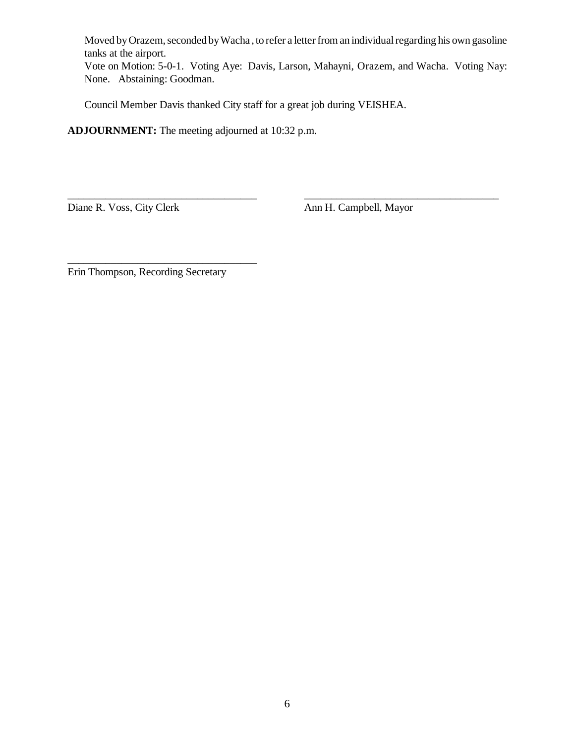Moved by Orazem, seconded by Wacha , to refer a letter from an individual regarding his own gasoline tanks at the airport.

Vote on Motion: 5-0-1. Voting Aye: Davis, Larson, Mahayni, Orazem, and Wacha. Voting Nay: None. Abstaining: Goodman.

Council Member Davis thanked City staff for a great job during VEISHEA.

**ADJOURNMENT:** The meeting adjourned at 10:32 p.m.

\_\_\_\_\_\_\_\_\_\_\_\_\_\_\_\_\_\_\_\_\_\_\_\_\_\_\_\_\_\_\_\_\_\_\_\_ 
Diane R. Voss, City Clerk

\_\_\_\_\_\_\_\_\_\_\_\_\_\_\_\_\_\_\_\_\_\_\_\_\_\_\_\_\_\_\_\_\_\_\_\_ 
Ann H. Campbell, Mayor

\_\_\_\_\_\_\_\_\_\_\_\_\_\_\_\_\_\_\_\_\_\_\_\_\_\_\_\_\_\_\_\_\_\_\_\_ 
Erin Thompson, Recording Secretary